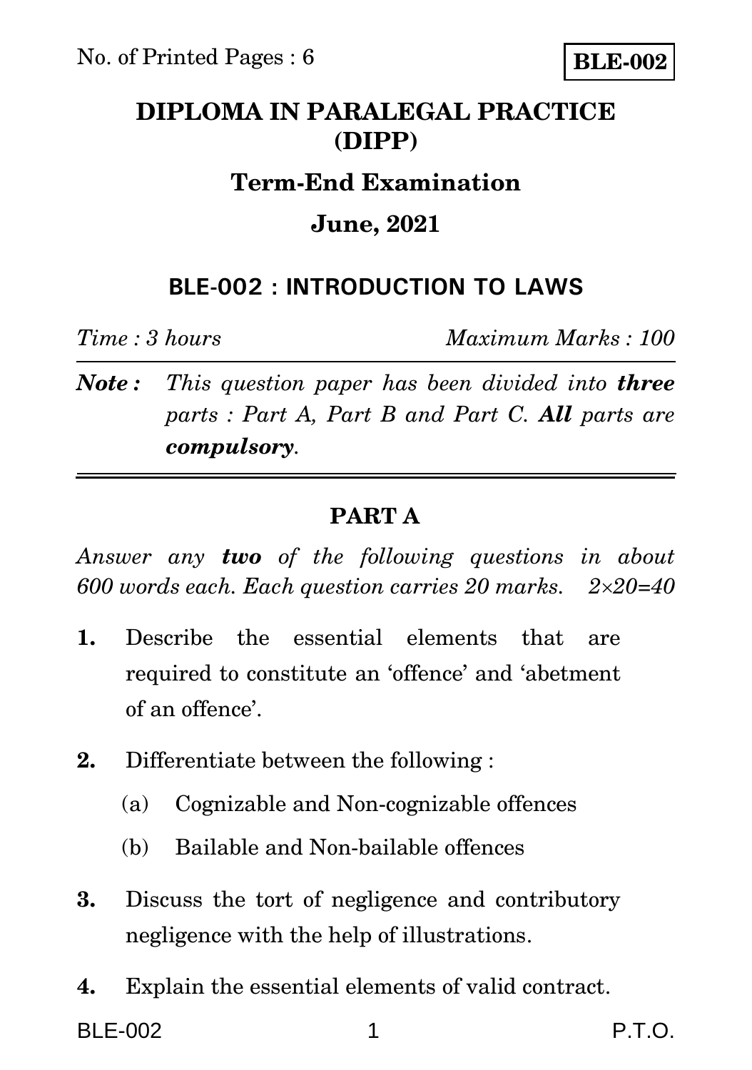No. of Printed Pages : 6

**BLE-002**

# DIPLOMA IN PARALEGAL PRACTICE (DIPP)

## Term-End Examination

## June, 2021

## BLE-002 : INTRODUCTION TO LAWS

*Time : 3 hours* *Maximum Marks : 100*

***Note :*** *This question paper has been divided into **three** parts : Part A, Part B and Part C. **All** parts are **compulsory**.*

---

## PART A

*Answer any **two** of the following questions in about 600 words each. Each question carries 20 marks.* *2×20=40*

**1.** Describe the essential elements that are required to constitute an 'offence' and 'abetment of an offence'.

**2.** Differentiate between the following :

(a) Cognizable and Non-cognizable offences

(b) Bailable and Non-bailable offences

**3.** Discuss the tort of negligence and contributory negligence with the help of illustrations.

**4.** Explain the essential elements of valid contract.

P.T.O.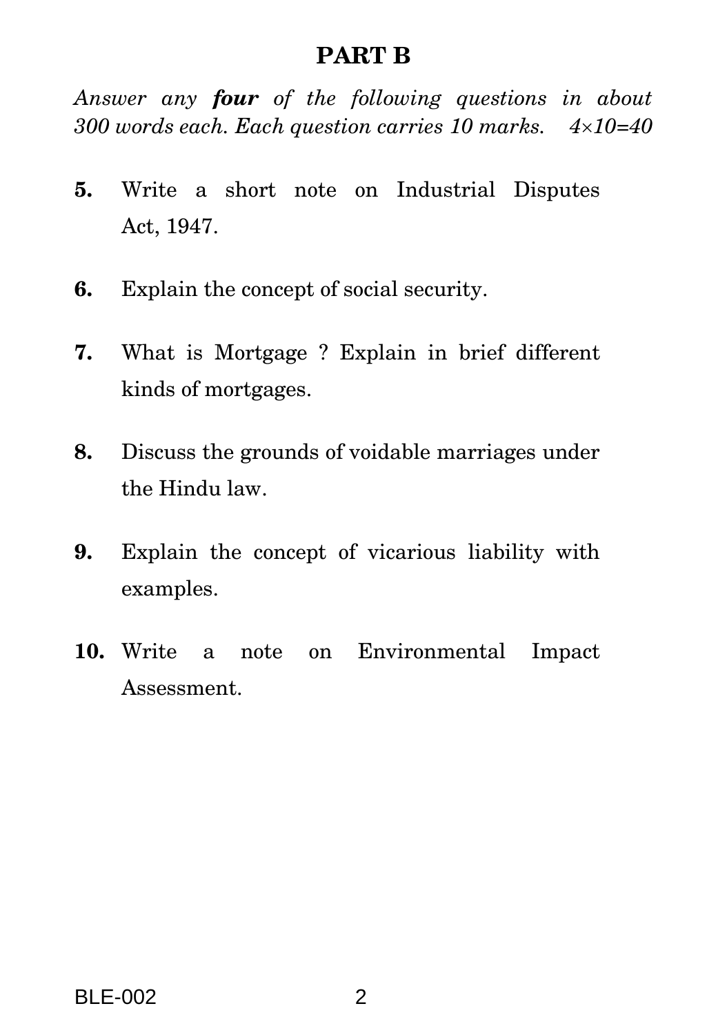## PART B

*Answer any **four** of the following questions in about 300 words each. Each question carries 10 marks.* $4 \times 10 = 40$

**5.** Write a short note on Industrial Disputes Act, 1947.

**6.** Explain the concept of social security.

**7.** What is Mortgage ? Explain in brief different kinds of mortgages.

**8.** Discuss the grounds of voidable marriages under the Hindu law.

**9.** Explain the concept of vicarious liability with examples.

**10.** Write a note on Environmental Impact Assessment.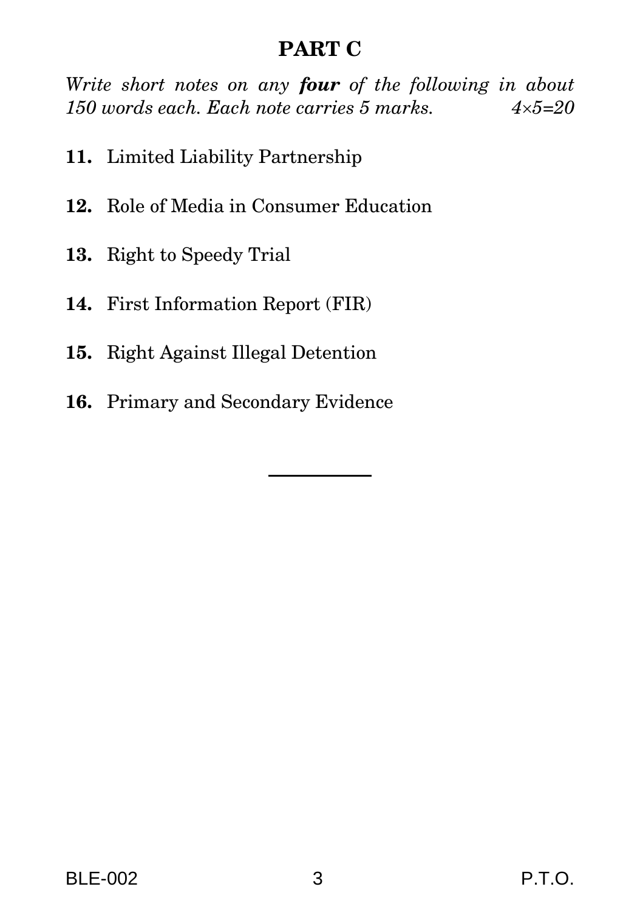## PART C

*Write short notes on any **four** of the following in about 150 words each. Each note carries 5 marks.* *4×5=20*

**11.** Limited Liability Partnership

**12.** Role of Media in Consumer Education

**13.** Right to Speedy Trial

**14.** First Information Report (FIR)

**15.** Right Against Illegal Detention

**16.** Primary and Secondary Evidence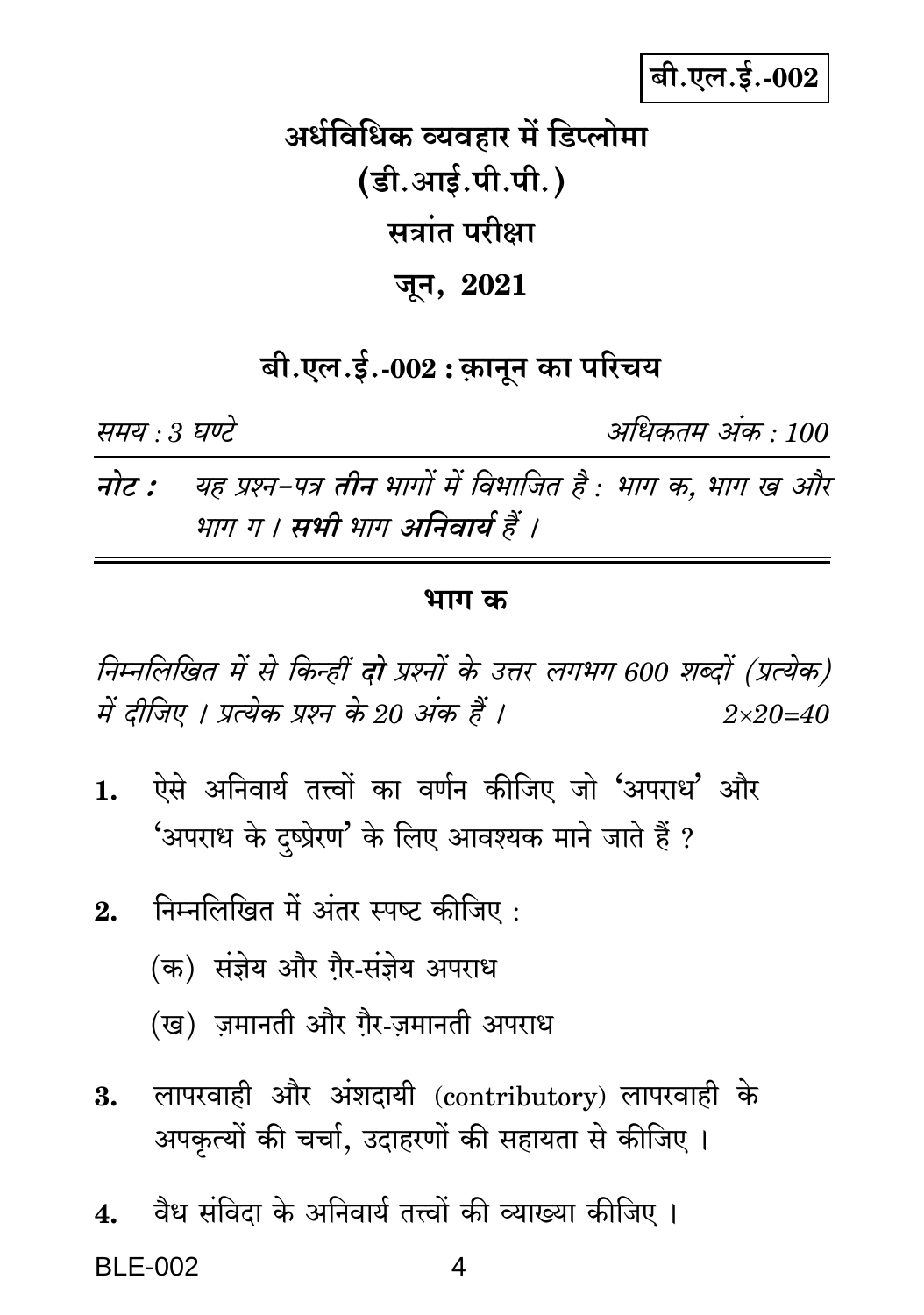बी.एल.ई.-002

# अर्धविधिक व्यवहार में डिप्लोमा
# (डी.आई.पी.पी.)
# सत्रांत परीक्षा
# जून, 2021

## बी.एल.ई.-002 : क़ानून का परिचय

*समय : 3 घण्टे* *अधिकतम अंक : 100*

***नोट :*** *यह प्रश्न-पत्र **तीन** भागों में विभाजित है : भाग क, भाग ख और भाग ग । **सभी** भाग **अनिवार्य** हैं ।*

---

### भाग क

*निम्नलिखित में से किन्हीं **दो** प्रश्नों के उत्तर लगभग 600 शब्दों (प्रत्येक) में दीजिए । प्रत्येक प्रश्न के 20 अंक हैं ।* *2×20=40*

1. ऐसे अनिवार्य तत्त्वों का वर्णन कीजिए जो 'अपराध' और 'अपराध के दुष्प्रेरण' के लिए आवश्यक माने जाते हैं ?

2. निम्नलिखित में अंतर स्पष्ट कीजिए :
   (क) संज्ञेय और ग़ैर-संज्ञेय अपराध
   (ख) ज़मानती और ग़ैर-ज़मानती अपराध

3. लापरवाही और अंशदायी (contributory) लापरवाही के अपकृत्यों की चर्चा, उदाहरणों की सहायता से कीजिए ।

4. वैध संविदा के अनिवार्य तत्त्वों की व्याख्या कीजिए ।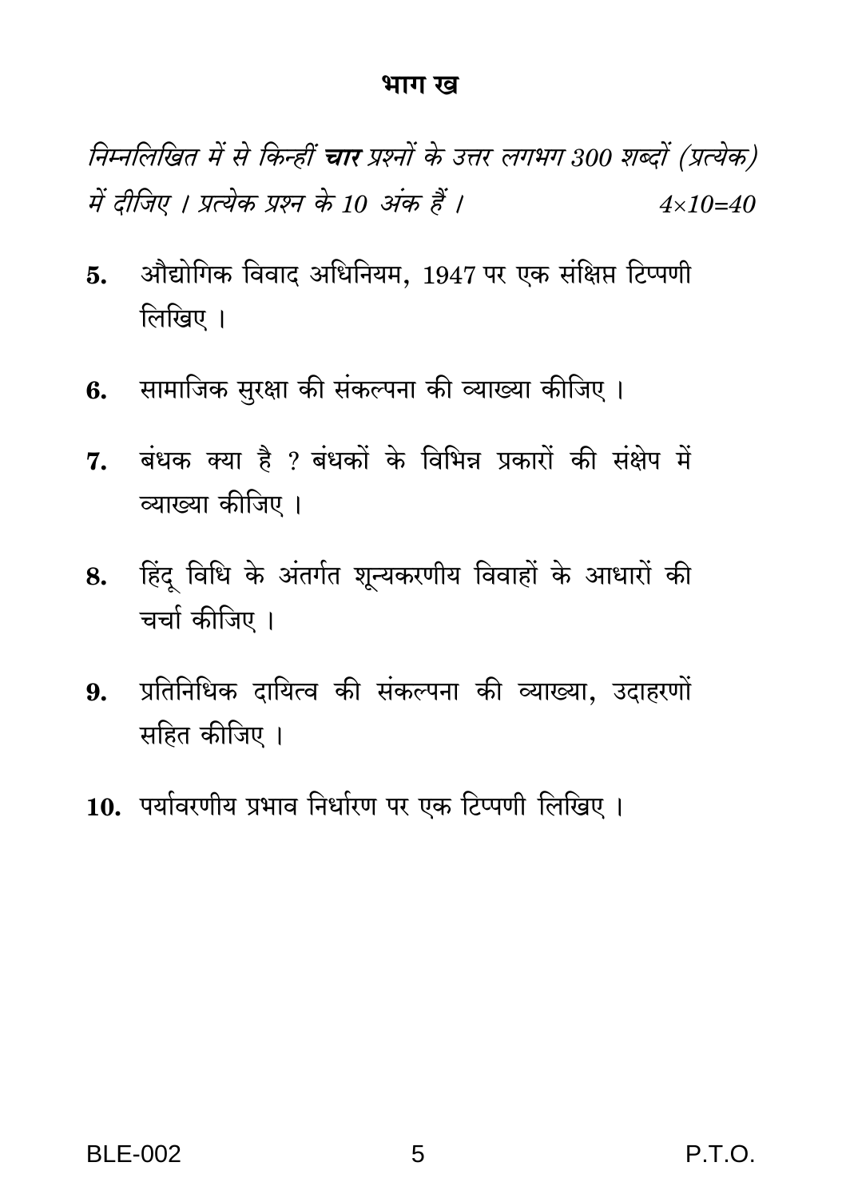## भाग ख

*निम्नलिखित में से किन्हीं **चार** प्रश्नों के उत्तर लगभग 300 शब्दों (प्रत्येक) में दीजिए । प्रत्येक प्रश्न के 10 अंक हैं ।* $4 \times 10 = 40$

**5.** औद्योगिक विवाद अधिनियम, 1947 पर एक संक्षिप्त टिप्पणी लिखिए ।

**6.** सामाजिक सुरक्षा की संकल्पना की व्याख्या कीजिए ।

**7.** बंधक क्या है ? बंधकों के विभिन्न प्रकारों की संक्षेप में व्याख्या कीजिए ।

**8.** हिंदू विधि के अंतर्गत शून्यकरणीय विवाहों के आधारों की चर्चा कीजिए ।

**9.** प्रतिनिधिक दायित्व की संकल्पना की व्याख्या, उदाहरणों सहित कीजिए ।

**10.** पर्यावरणीय प्रभाव निर्धारण पर एक टिप्पणी लिखिए ।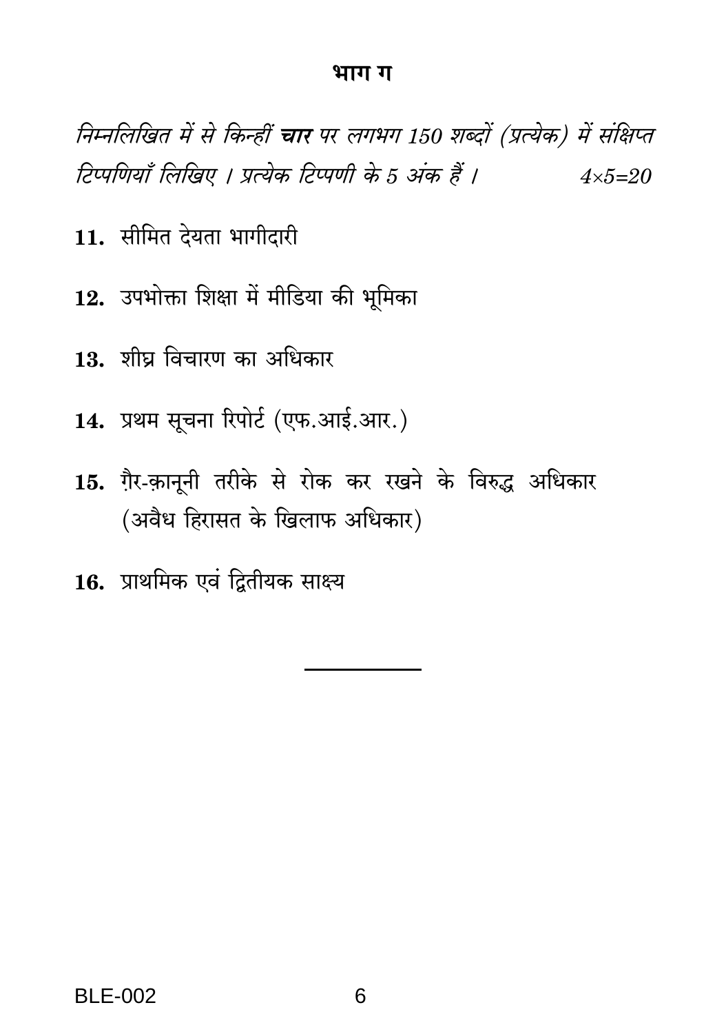## भाग ग

*निम्नलिखित में से किन्हीं* ***चार*** *पर लगभग 150 शब्दों (प्रत्येक) में संक्षिप्त टिप्पणियाँ लिखिए । प्रत्येक टिप्पणी के 5 अंक हैं ।* *4×5=20*

**11.** सीमित देयता भागीदारी

**12.** उपभोक्ता शिक्षा में मीडिया की भूमिका

**13.** शीघ्र विचारण का अधिकार

**14.** प्रथम सूचना रिपोर्ट (एफ.आई.आर.)

**15.** ग़ैर-क़ानूनी तरीके से रोक कर रखने के विरुद्ध अधिकार (अवैध हिरासत के खिलाफ अधिकार)

**16.** प्राथमिक एवं द्वितीयक साक्ष्य

---